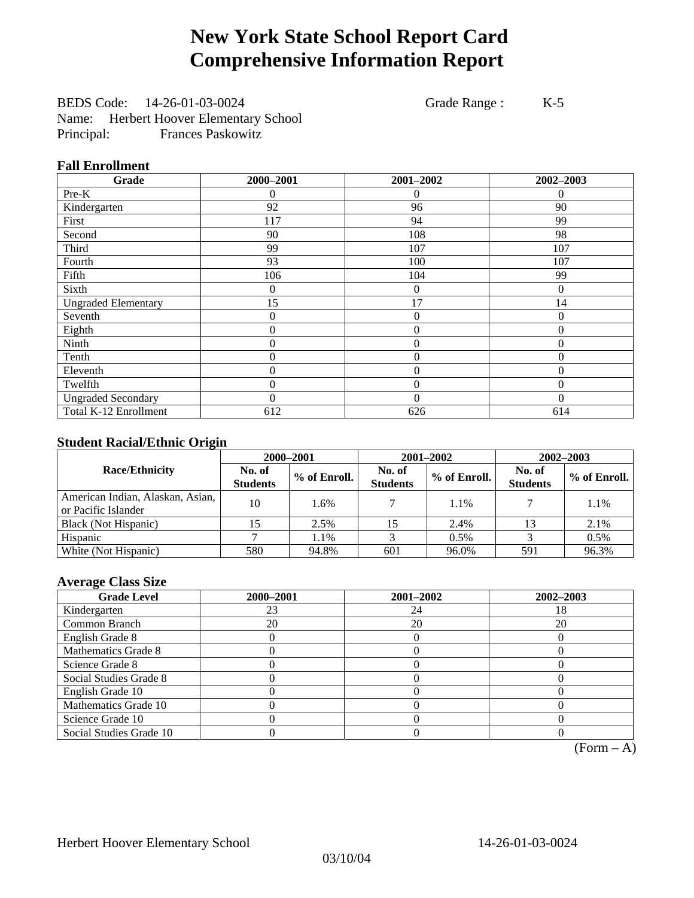# New York State School Report Card
# Comprehensive Information Report

BEDS Code: 14-26-01-03-0024 Grade Range : K-5
Name: Herbert Hoover Elementary School
Principal: Frances Paskowitz

### Fall Enrollment

| Grade | 2000–2001 | 2001–2002 | 2002–2003 |
|---|---|---|---|
| Pre-K | 0 | 0 | 0 |
| Kindergarten | 92 | 96 | 90 |
| First | 117 | 94 | 99 |
| Second | 90 | 108 | 98 |
| Third | 99 | 107 | 107 |
| Fourth | 93 | 100 | 107 |
| Fifth | 106 | 104 | 99 |
| Sixth | 0 | 0 | 0 |
| Ungraded Elementary | 15 | 17 | 14 |
| Seventh | 0 | 0 | 0 |
| Eighth | 0 | 0 | 0 |
| Ninth | 0 | 0 | 0 |
| Tenth | 0 | 0 | 0 |
| Eleventh | 0 | 0 | 0 |
| Twelfth | 0 | 0 | 0 |
| Ungraded Secondary | 0 | 0 | 0 |
| Total K-12 Enrollment | 612 | 626 | 614 |

### Student Racial/Ethnic Origin

| Race/Ethnicity | 2000–2001 | | 2001–2002 | | 2002–2003 | |
|---|---|---|---|---|---|---|
| | No. of Students | % of Enroll. | No. of Students | % of Enroll. | No. of Students | % of Enroll. |
| American Indian, Alaskan, Asian, or Pacific Islander | 10 | 1.6% | 7 | 1.1% | 7 | 1.1% |
| Black (Not Hispanic) | 15 | 2.5% | 15 | 2.4% | 13 | 2.1% |
| Hispanic | 7 | 1.1% | 3 | 0.5% | 3 | 0.5% |
| White (Not Hispanic) | 580 | 94.8% | 601 | 96.0% | 591 | 96.3% |

### Average Class Size

| Grade Level | 2000–2001 | 2001–2002 | 2002–2003 |
|---|---|---|---|
| Kindergarten | 23 | 24 | 18 |
| Common Branch | 20 | 20 | 20 |
| English Grade 8 | 0 | 0 | 0 |
| Mathematics Grade 8 | 0 | 0 | 0 |
| Science Grade 8 | 0 | 0 | 0 |
| Social Studies Grade 8 | 0 | 0 | 0 |
| English Grade 10 | 0 | 0 | 0 |
| Mathematics Grade 10 | 0 | 0 | 0 |
| Science Grade 10 | 0 | 0 | 0 |
| Social Studies Grade 10 | 0 | 0 | 0 |

(Form – A)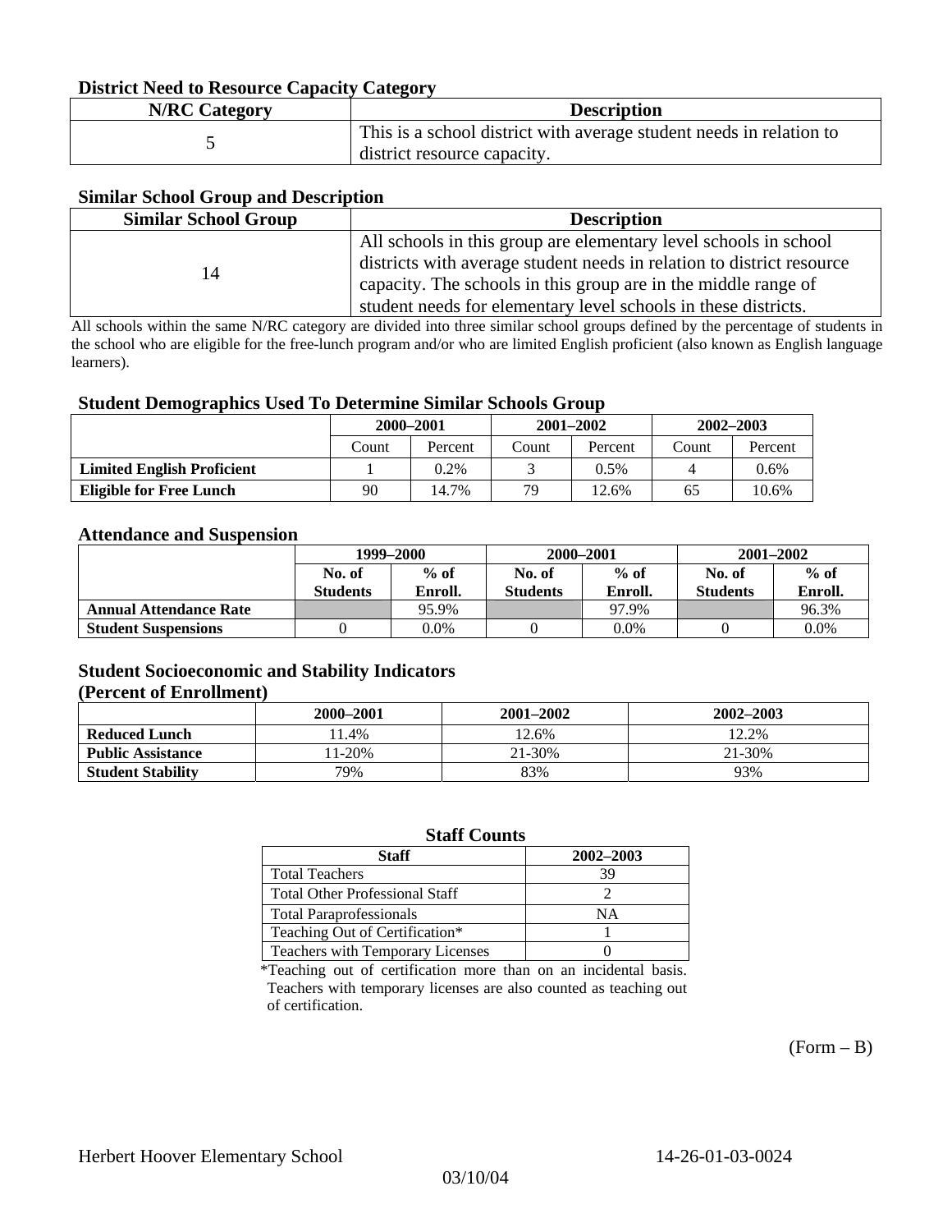### District Need to Resource Capacity Category

| N/RC Category | Description |
|---|---|
| 5 | This is a school district with average student needs in relation to district resource capacity. |

### Similar School Group and Description

| Similar School Group | Description |
|---|---|
| 14 | All schools in this group are elementary level schools in school districts with average student needs in relation to district resource capacity. The schools in this group are in the middle range of student needs for elementary level schools in these districts. |

All schools within the same N/RC category are divided into three similar school groups defined by the percentage of students in the school who are eligible for the free-lunch program and/or who are limited English proficient (also known as English language learners).

### Student Demographics Used To Determine Similar Schools Group

| | 2000–2001 | | 2001–2002 | | 2002–2003 | |
|---|---|---|---|---|---|---|
| | Count | Percent | Count | Percent | Count | Percent |
| **Limited English Proficient** | 1 | 0.2% | 3 | 0.5% | 4 | 0.6% |
| **Eligible for Free Lunch** | 90 | 14.7% | 79 | 12.6% | 65 | 10.6% |

### Attendance and Suspension

| | 1999–2000 | | 2000–2001 | | 2001–2002 | |
|---|---|---|---|---|---|---|
| | No. of Students | % of Enroll. | No. of Students | % of Enroll. | No. of Students | % of Enroll. |
| **Annual Attendance Rate** | | 95.9% | | 97.9% | | 96.3% |
| **Student Suspensions** | 0 | 0.0% | 0 | 0.0% | 0 | 0.0% |

### Student Socioeconomic and Stability Indicators (Percent of Enrollment)

| | 2000–2001 | 2001–2002 | 2002–2003 |
|---|---|---|---|
| **Reduced Lunch** | 11.4% | 12.6% | 12.2% |
| **Public Assistance** | 11-20% | 21-30% | 21-30% |
| **Student Stability** | 79% | 83% | 93% |

### Staff Counts

| Staff | 2002–2003 |
|---|---|
| Total Teachers | 39 |
| Total Other Professional Staff | 2 |
| Total Paraprofessionals | NA |
| Teaching Out of Certification* | 1 |
| Teachers with Temporary Licenses | 0 |

*Teaching out of certification more than on an incidental basis. Teachers with temporary licenses are also counted as teaching out of certification.

(Form – B)

Herbert Hoover Elementary School 14-26-01-03-0024

03/10/04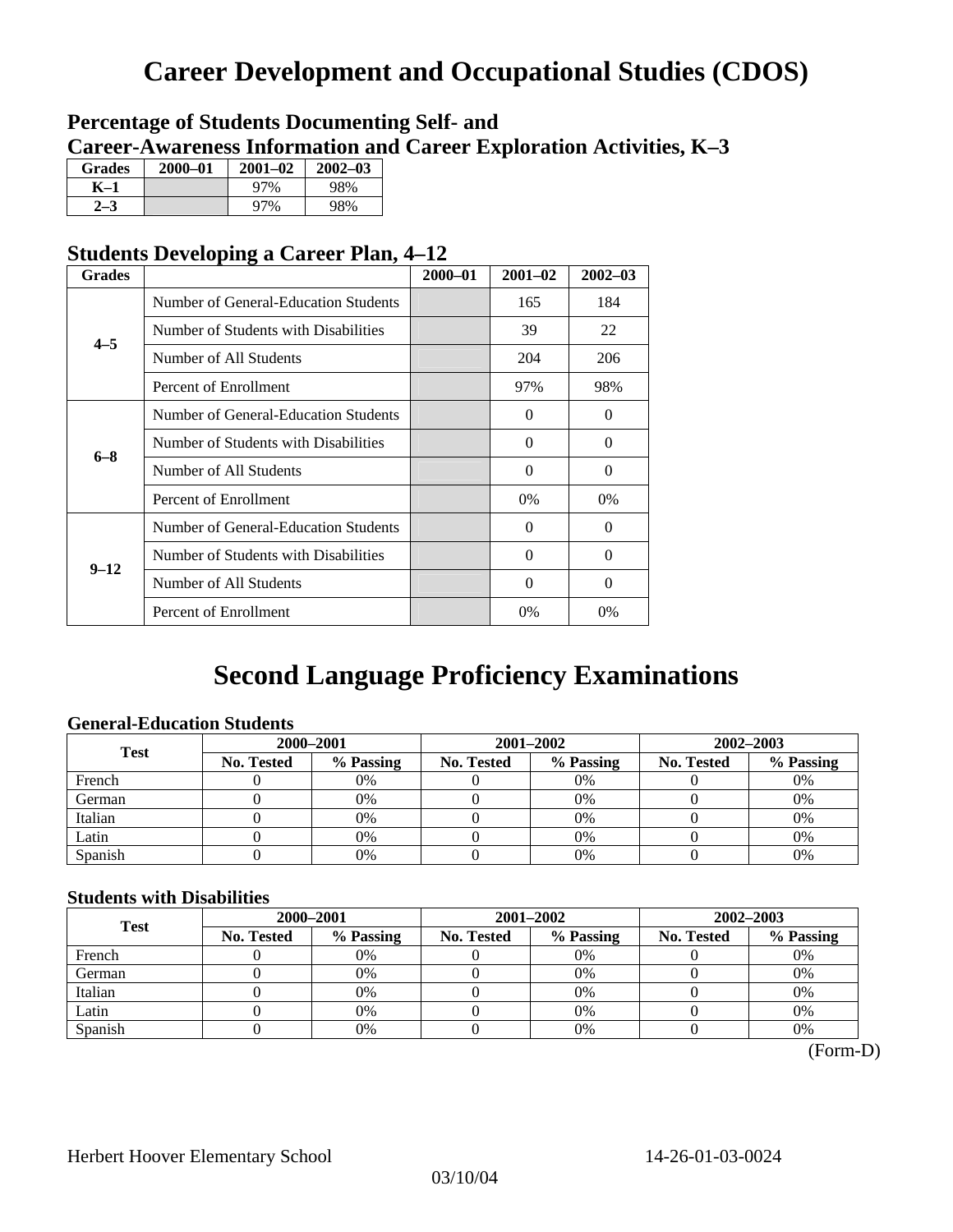# Career Development and Occupational Studies (CDOS)

### Percentage of Students Documenting Self- and Career-Awareness Information and Career Exploration Activities, K–3

| Grades | 2000–01 | 2001–02 | 2002–03 |
|---|---|---|---|
| K–1 | | 97% | 98% |
| 2–3 | | 97% | 98% |

### Students Developing a Career Plan, 4–12

| Grades | | 2000–01 | 2001–02 | 2002–03 |
|---|---|---|---|---|
| 4–5 | Number of General-Education Students | | 165 | 184 |
| | Number of Students with Disabilities | | 39 | 22 |
| | Number of All Students | | 204 | 206 |
| | Percent of Enrollment | | 97% | 98% |
| 6–8 | Number of General-Education Students | | 0 | 0 |
| | Number of Students with Disabilities | | 0 | 0 |
| | Number of All Students | | 0 | 0 |
| | Percent of Enrollment | | 0% | 0% |
| 9–12 | Number of General-Education Students | | 0 | 0 |
| | Number of Students with Disabilities | | 0 | 0 |
| | Number of All Students | | 0 | 0 |
| | Percent of Enrollment | | 0% | 0% |

# Second Language Proficiency Examinations

### General-Education Students

| Test | 2000–2001 | | 2001–2002 | | 2002–2003 | |
|---|---|---|---|---|---|---|
| | No. Tested | % Passing | No. Tested | % Passing | No. Tested | % Passing |
| French | 0 | 0% | 0 | 0% | 0 | 0% |
| German | 0 | 0% | 0 | 0% | 0 | 0% |
| Italian | 0 | 0% | 0 | 0% | 0 | 0% |
| Latin | 0 | 0% | 0 | 0% | 0 | 0% |
| Spanish | 0 | 0% | 0 | 0% | 0 | 0% |

### Students with Disabilities

| Test | 2000–2001 | | 2001–2002 | | 2002–2003 | |
|---|---|---|---|---|---|---|
| | No. Tested | % Passing | No. Tested | % Passing | No. Tested | % Passing |
| French | 0 | 0% | 0 | 0% | 0 | 0% |
| German | 0 | 0% | 0 | 0% | 0 | 0% |
| Italian | 0 | 0% | 0 | 0% | 0 | 0% |
| Latin | 0 | 0% | 0 | 0% | 0 | 0% |
| Spanish | 0 | 0% | 0 | 0% | 0 | 0% |

(Form-D)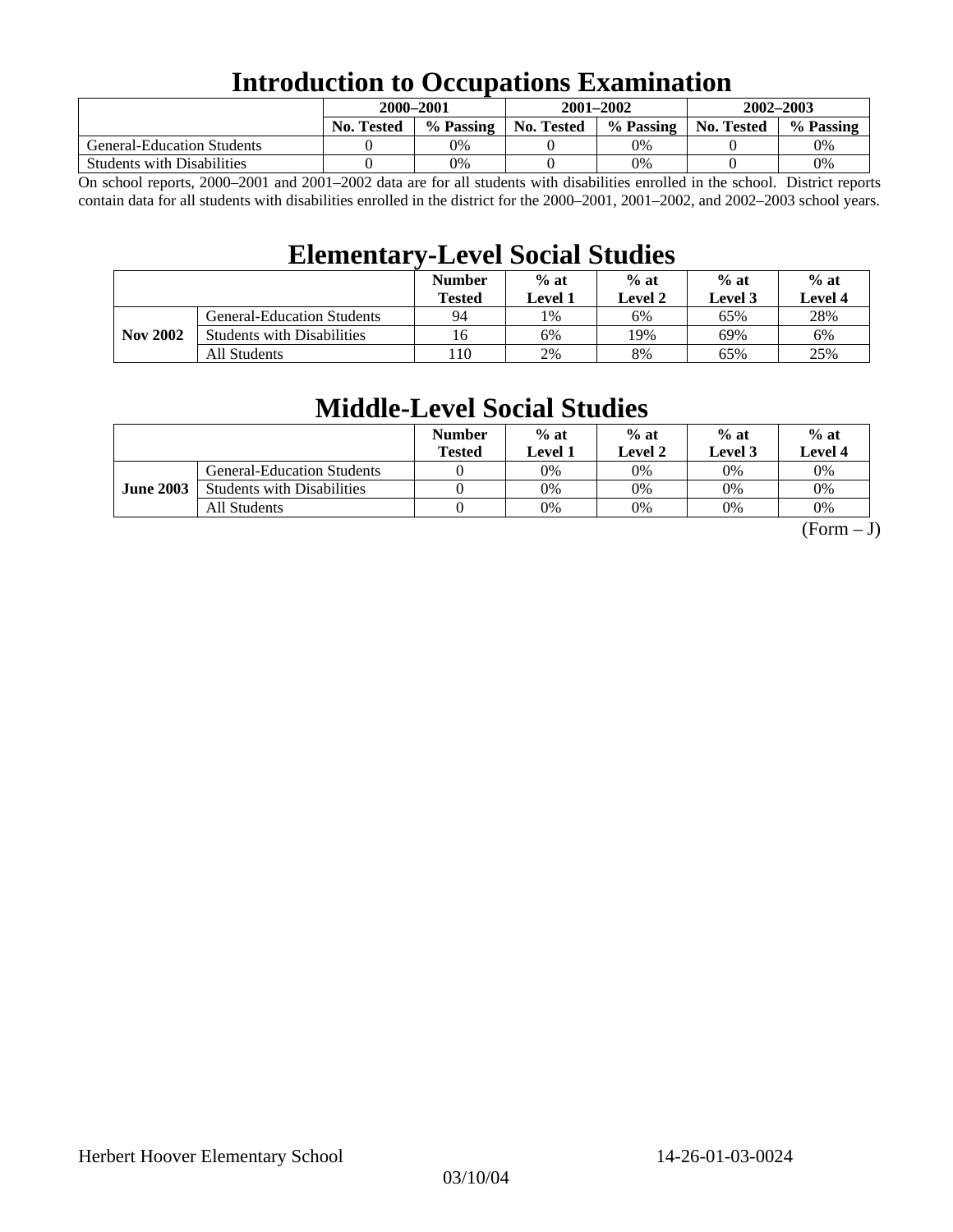# Introduction to Occupations Examination

| | 2000–2001 | | 2001–2002 | | 2002–2003 | |
|---|---|---|---|---|---|---|
| | No. Tested | % Passing | No. Tested | % Passing | No. Tested | % Passing |
| General-Education Students | 0 | 0% | 0 | 0% | 0 | 0% |
| Students with Disabilities | 0 | 0% | 0 | 0% | 0 | 0% |

On school reports, 2000–2001 and 2001–2002 data are for all students with disabilities enrolled in the school. District reports contain data for all students with disabilities enrolled in the district for the 2000–2001, 2001–2002, and 2002–2003 school years.

# Elementary-Level Social Studies

| | | Number Tested | % at Level 1 | % at Level 2 | % at Level 3 | % at Level 4 |
|---|---|---|---|---|---|---|
| **Nov 2002** | General-Education Students | 94 | 1% | 6% | 65% | 28% |
| | Students with Disabilities | 16 | 6% | 19% | 69% | 6% |
| | All Students | 110 | 2% | 8% | 65% | 25% |

# Middle-Level Social Studies

| | | Number Tested | % at Level 1 | % at Level 2 | % at Level 3 | % at Level 4 |
|---|---|---|---|---|---|---|
| **June 2003** | General-Education Students | 0 | 0% | 0% | 0% | 0% |
| | Students with Disabilities | 0 | 0% | 0% | 0% | 0% |
| | All Students | 0 | 0% | 0% | 0% | 0% |

(Form – J)